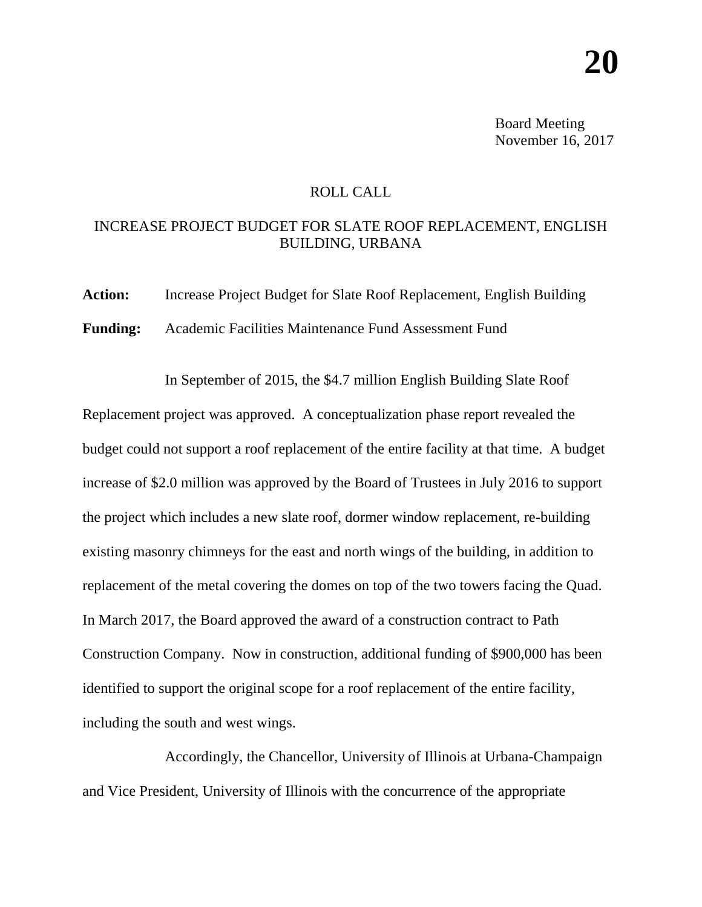**20**

Board Meeting
November 16, 2017

ROLL CALL

INCREASE PROJECT BUDGET FOR SLATE ROOF REPLACEMENT, ENGLISH BUILDING, URBANA

**Action:** Increase Project Budget for Slate Roof Replacement, English Building

**Funding:** Academic Facilities Maintenance Fund Assessment Fund

In September of 2015, the $4.7 million English Building Slate Roof Replacement project was approved. A conceptualization phase report revealed the budget could not support a roof replacement of the entire facility at that time. A budget increase of $2.0 million was approved by the Board of Trustees in July 2016 to support the project which includes a new slate roof, dormer window replacement, re-building existing masonry chimneys for the east and north wings of the building, in addition to replacement of the metal covering the domes on top of the two towers facing the Quad. In March 2017, the Board approved the award of a construction contract to Path Construction Company. Now in construction, additional funding of $900,000 has been identified to support the original scope for a roof replacement of the entire facility, including the south and west wings.

Accordingly, the Chancellor, University of Illinois at Urbana-Champaign and Vice President, University of Illinois with the concurrence of the appropriate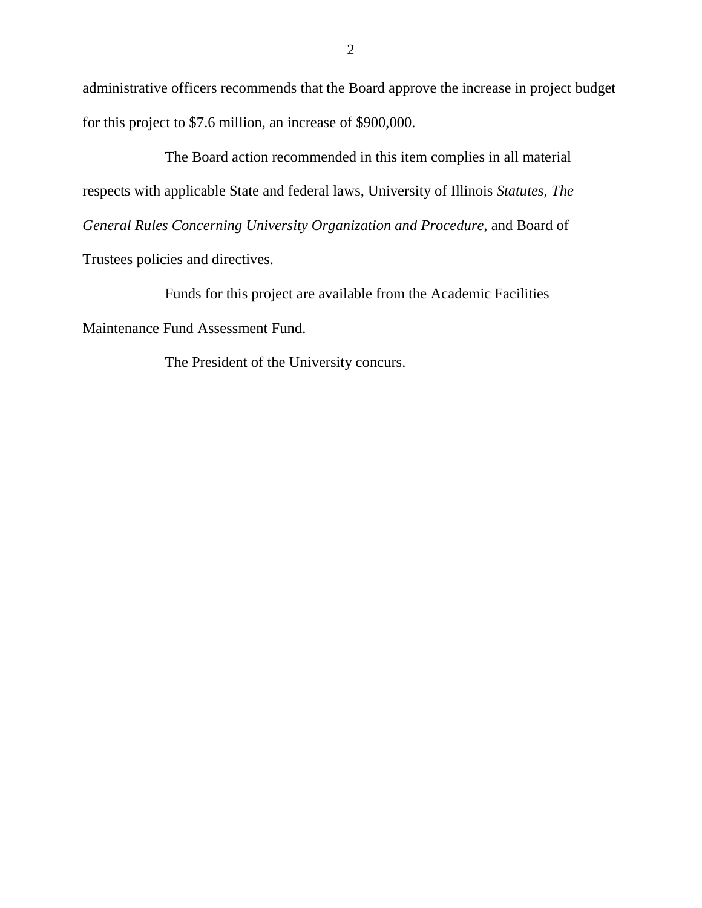administrative officers recommends that the Board approve the increase in project budget for this project to $7.6 million, an increase of $900,000.

The Board action recommended in this item complies in all material respects with applicable State and federal laws, University of Illinois *Statutes*, *The General Rules Concerning University Organization and Procedure*, and Board of Trustees policies and directives.

Funds for this project are available from the Academic Facilities Maintenance Fund Assessment Fund.

The President of the University concurs.